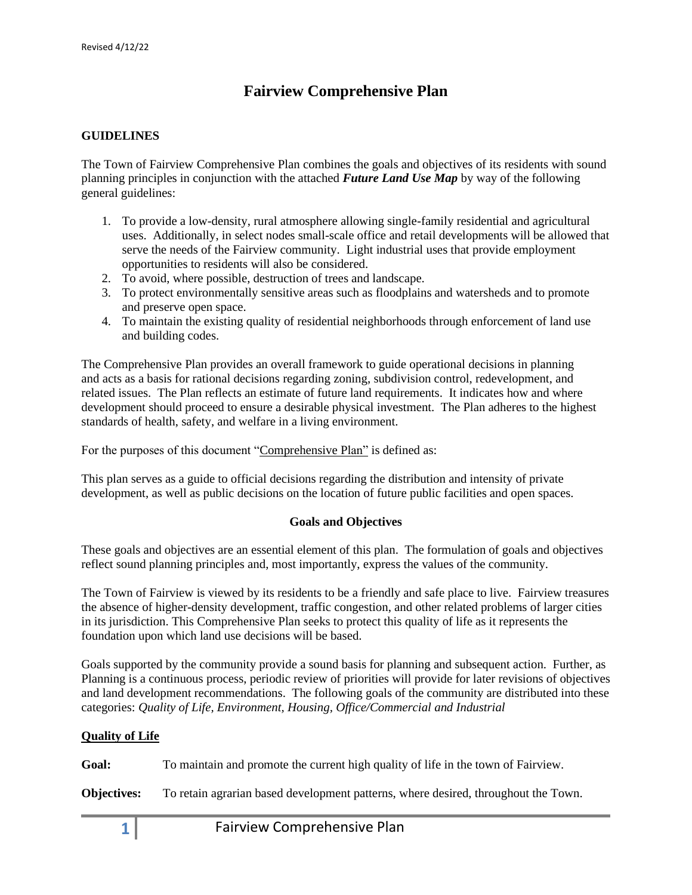Revised 4/12/22

# Fairview Comprehensive Plan

## GUIDELINES

The Town of Fairview Comprehensive Plan combines the goals and objectives of its residents with sound planning principles in conjunction with the attached ***Future Land Use Map*** by way of the following general guidelines:

1. To provide a low-density, rural atmosphere allowing single-family residential and agricultural uses. Additionally, in select nodes small-scale office and retail developments will be allowed that serve the needs of the Fairview community. Light industrial uses that provide employment opportunities to residents will also be considered.
2. To avoid, where possible, destruction of trees and landscape.
3. To protect environmentally sensitive areas such as floodplains and watersheds and to promote and preserve open space.
4. To maintain the existing quality of residential neighborhoods through enforcement of land use and building codes.

The Comprehensive Plan provides an overall framework to guide operational decisions in planning and acts as a basis for rational decisions regarding zoning, subdivision control, redevelopment, and related issues. The Plan reflects an estimate of future land requirements. It indicates how and where development should proceed to ensure a desirable physical investment. The Plan adheres to the highest standards of health, safety, and welfare in a living environment.

For the purposes of this document "<u>Comprehensive Plan</u>" is defined as:

This plan serves as a guide to official decisions regarding the distribution and intensity of private development, as well as public decisions on the location of future public facilities and open spaces.

### Goals and Objectives

These goals and objectives are an essential element of this plan. The formulation of goals and objectives reflect sound planning principles and, most importantly, express the values of the community.

The Town of Fairview is viewed by its residents to be a friendly and safe place to live. Fairview treasures the absence of higher-density development, traffic congestion, and other related problems of larger cities in its jurisdiction. This Comprehensive Plan seeks to protect this quality of life as it represents the foundation upon which land use decisions will be based.

Goals supported by the community provide a sound basis for planning and subsequent action. Further, as Planning is a continuous process, periodic review of priorities will provide for later revisions of objectives and land development recommendations. The following goals of the community are distributed into these categories: *Quality of Life, Environment, Housing, Office/Commercial and Industrial*

#### <u>Quality of Life</u>

**Goal:** To maintain and promote the current high quality of life in the town of Fairview.

**Objectives:** To retain agrarian based development patterns, where desired, throughout the Town.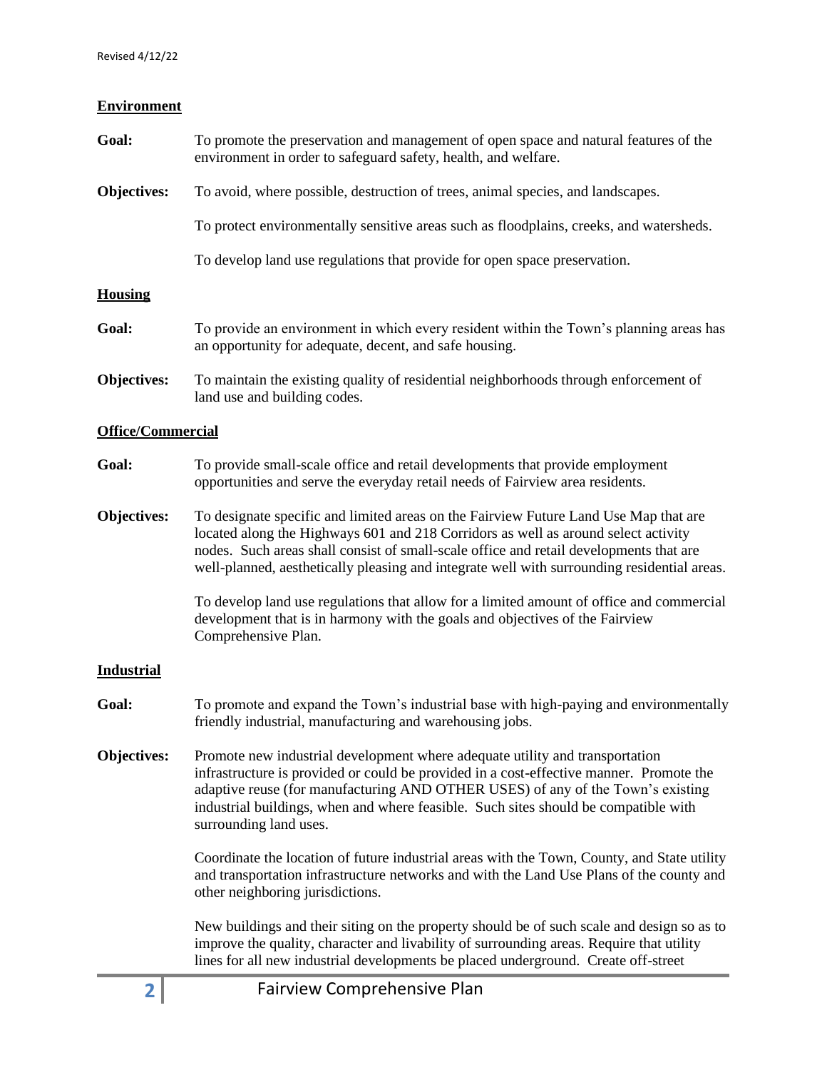### Environment

**Goal:** To promote the preservation and management of open space and natural features of the environment in order to safeguard safety, health, and welfare.

**Objectives:** To avoid, where possible, destruction of trees, animal species, and landscapes.

To protect environmentally sensitive areas such as floodplains, creeks, and watersheds.

To develop land use regulations that provide for open space preservation.

### Housing

**Goal:** To provide an environment in which every resident within the Town's planning areas has an opportunity for adequate, decent, and safe housing.

**Objectives:** To maintain the existing quality of residential neighborhoods through enforcement of land use and building codes.

### Office/Commercial

**Goal:** To provide small-scale office and retail developments that provide employment opportunities and serve the everyday retail needs of Fairview area residents.

**Objectives:** To designate specific and limited areas on the Fairview Future Land Use Map that are located along the Highways 601 and 218 Corridors as well as around select activity nodes. Such areas shall consist of small-scale office and retail developments that are well-planned, aesthetically pleasing and integrate well with surrounding residential areas.

To develop land use regulations that allow for a limited amount of office and commercial development that is in harmony with the goals and objectives of the Fairview Comprehensive Plan.

### Industrial

**Goal:** To promote and expand the Town's industrial base with high-paying and environmentally friendly industrial, manufacturing and warehousing jobs.

**Objectives:** Promote new industrial development where adequate utility and transportation infrastructure is provided or could be provided in a cost-effective manner. Promote the adaptive reuse (for manufacturing AND OTHER USES) of any of the Town's existing industrial buildings, when and where feasible. Such sites should be compatible with surrounding land uses.

Coordinate the location of future industrial areas with the Town, County, and State utility and transportation infrastructure networks and with the Land Use Plans of the county and other neighboring jurisdictions.

New buildings and their siting on the property should be of such scale and design so as to improve the quality, character and livability of surrounding areas. Require that utility lines for all new industrial developments be placed underground. Create off-street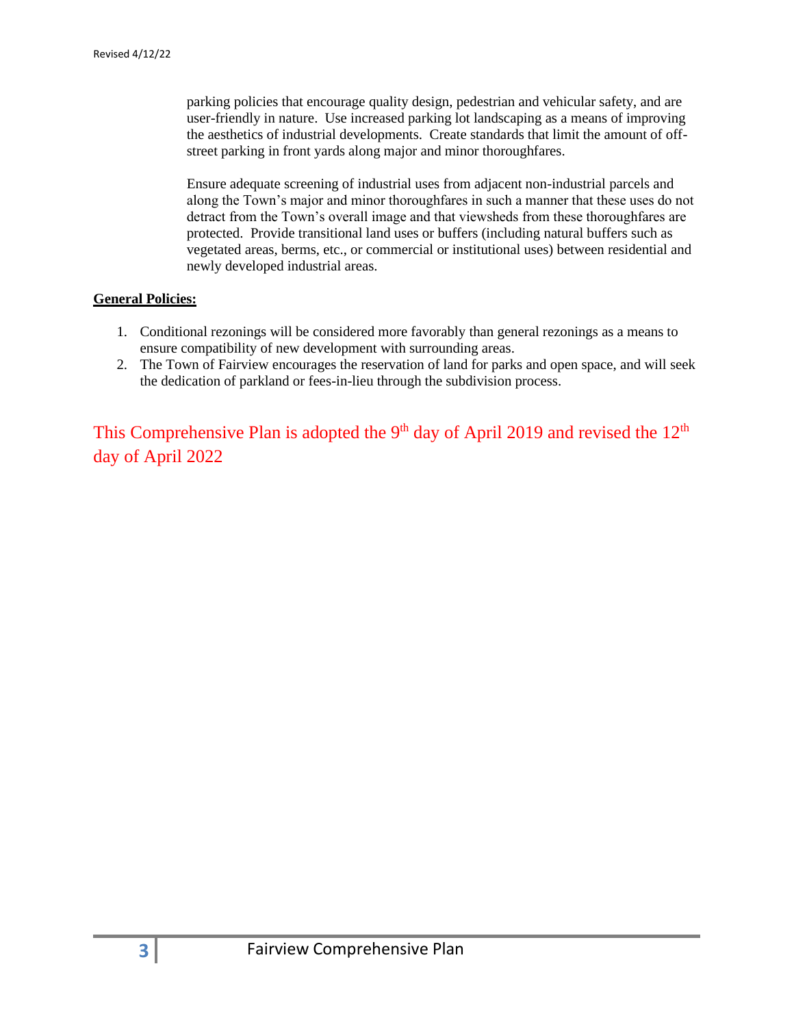parking policies that encourage quality design, pedestrian and vehicular safety, and are user-friendly in nature. Use increased parking lot landscaping as a means of improving the aesthetics of industrial developments. Create standards that limit the amount of off-street parking in front yards along major and minor thoroughfares.

Ensure adequate screening of industrial uses from adjacent non-industrial parcels and along the Town's major and minor thoroughfares in such a manner that these uses do not detract from the Town's overall image and that viewsheds from these thoroughfares are protected. Provide transitional land uses or buffers (including natural buffers such as vegetated areas, berms, etc., or commercial or institutional uses) between residential and newly developed industrial areas.

**General Policies:**

1. Conditional rezonings will be considered more favorably than general rezonings as a means to ensure compatibility of new development with surrounding areas.
2. The Town of Fairview encourages the reservation of land for parks and open space, and will seek the dedication of parkland or fees-in-lieu through the subdivision process.

This Comprehensive Plan is adopted the 9th day of April 2019 and revised the 12th day of April 2022